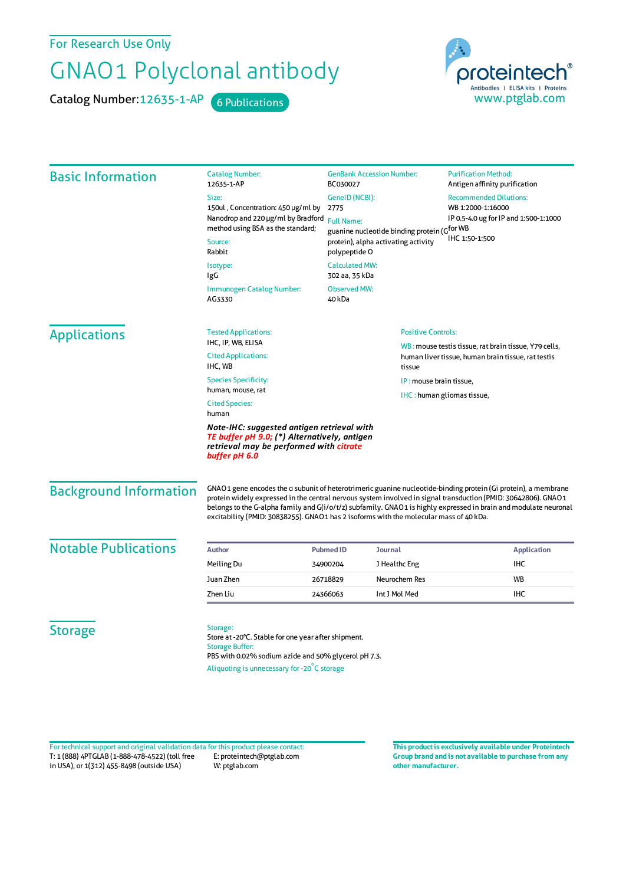For Research Use Only

# GNAO1 Polyclonal antibody

Catalog Number: 12635-1-AP    6 Publications

proteintech® Antibodies | ELISA kits | Proteins
www.ptglab.com

## Basic Information

Catalog Number:
12635-1-AP

Size:
150ul , Concentration: 450 μg/ml by Nanodrop and 220 μg/ml by Bradford method using BSA as the standard;

Source:
Rabbit

Isotype:
IgG

Immunogen Catalog Number:
AG3330

GenBank Accession Number:
BC030027

GeneID (NCBI):
2775

Full Name:
guanine nucleotide binding protein (G protein), alpha activating activity polypeptide O

Calculated MW:
302 aa, 35 kDa

Observed MW:
40 kDa

Purification Method:
Antigen affinity purification

Recommended Dilutions:
WB 1:2000-1:16000
IP 0.5-4.0 ug for IP and 1:500-1:1000 for WB
IHC 1:50-1:500

## Applications

Tested Applications:
IHC, IP, WB, ELISA

Cited Applications:
IHC, WB

Species Specificity:
human, mouse, rat

Cited Species:
human

***Note-IHC: suggested antigen retrieval with TE buffer pH 9.0; (\*) Alternatively, antigen retrieval may be performed with citrate buffer pH 6.0***

Positive Controls:

WB : mouse testis tissue, rat brain tissue, Y79 cells, human liver tissue, human brain tissue, rat testis tissue

IP : mouse brain tissue,

IHC : human gliomas tissue,

## Background Information

GNAO1 gene encodes the α subunit of heterotrimeric guanine nucleotide-binding protein (Gi protein), a membrane protein widely expressed in the central nervous system involved in signal transduction (PMID: 30642806). GNAO1 belongs to the G-alpha family and G(i/o/t/z) subfamily. GNAO1 is highly expressed in brain and modulate neuronal excitability (PMID: 30838255). GNAO1 has 2 isoforms with the molecular mass of 40 kDa.

## Notable Publications

| Author | Pubmed ID | Journal | Application |
|---|---|---|---|
| Meiling Du | 34900204 | J Healthc Eng | IHC |
| Juan Zhen | 26718829 | Neurochem Res | WB |
| Zhen Liu | 24366063 | Int J Mol Med | IHC |

## Storage

Storage:
Store at -20°C. Stable for one year after shipment.

Storage Buffer:
PBS with 0.02% sodium azide and 50% glycerol pH 7.3.

Aliquoting is unnecessary for -20°C storage

For technical support and original validation data for this product please contact:
T: 1 (888) 4PTGLAB (1-888-478-4522) (toll free in USA), or 1(312) 455-8498 (outside USA)
E: proteintech@ptglab.com
W: ptglab.com

**This product is exclusively available under Proteintech Group brand and is not available to purchase from any other manufacturer.**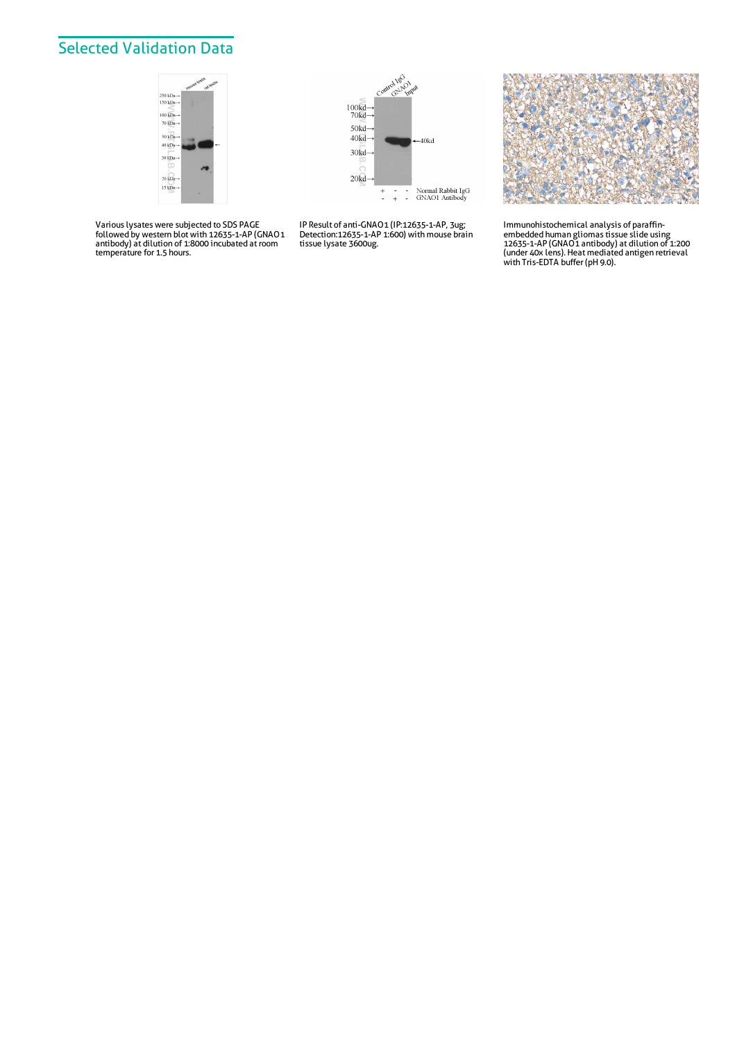## Selected Validation Data

250 kDa→
150 kDa→
100 kDa→
70 kDa→
50 kDa→
40 kDa→
30 kDa→
20 kDa→
15 kDa→
mouse brain
rat brain

Various lysates were subjected to SDS PAGE followed by western blot with 12635-1-AP (GNAO1 antibody) at dilution of 1:8000 incubated at room temperature for 1.5 hours.

Control IgG
GNAO1
Input
100kd→
70kd→
50kd→
40kd→
30kd→
20kd→
←40kd
+ - - Normal Rabbit IgG
- + - GNAO1 Antibody

IP Result of anti-GNAO1 (IP:12635-1-AP, 3ug; Detection:12635-1-AP 1:600) with mouse brain tissue lysate 3600ug.

Immunohistochemical analysis of paraffin-embedded human gliomas tissue slide using 12635-1-AP (GNAO1 antibody) at dilution of 1:200 (under 40x lens). Heat mediated antigen retrieval with Tris-EDTA buffer (pH 9.0).